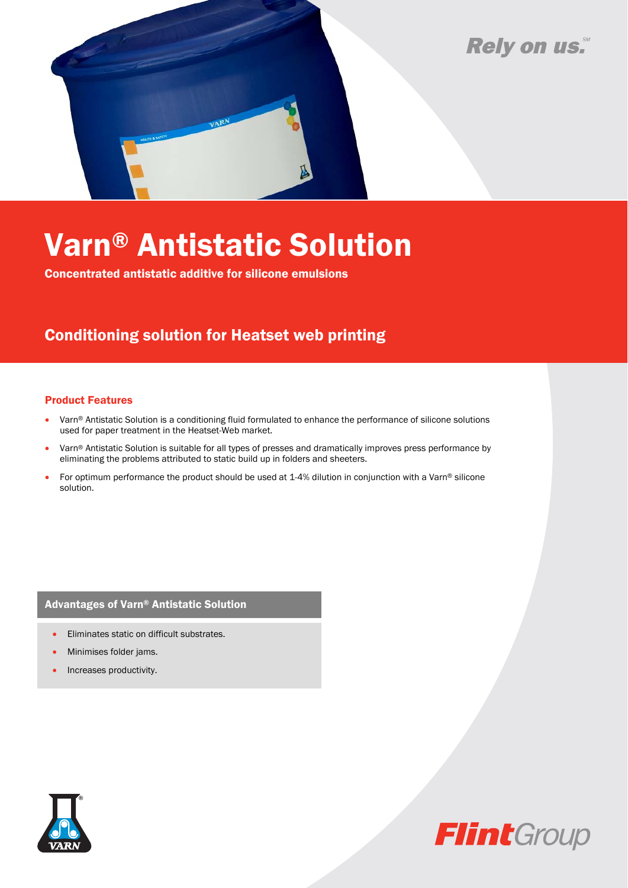Rely on us.℠

# Varn® Antistatic Solution

**Concentrated antistatic additive for silicone emulsions**

## Conditioning solution for Heatset web printing

### Product Features

- Varn® Antistatic Solution is a conditioning fluid formulated to enhance the performance of silicone solutions used for paper treatment in the Heatset-Web market.
- Varn® Antistatic Solution is suitable for all types of presses and dramatically improves press performance by eliminating the problems attributed to static build up in folders and sheeters.
- For optimum performance the product should be used at 1-4% dilution in conjunction with a Varn® silicone solution.

### Advantages of Varn® Antistatic Solution

- Eliminates static on difficult substrates.
- Minimises folder jams.
- Increases productivity.

VARN

FlintGroup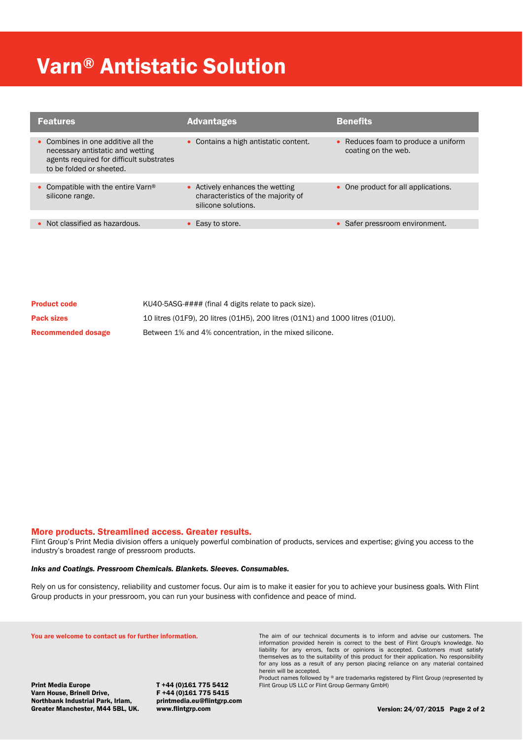# Varn® Antistatic Solution

| Features | Advantages | Benefits |
|---|---|---|
| • Combines in one additive all the necessary antistatic and wetting agents required for difficult substrates to be folded or sheeted. | • Contains a high antistatic content. | • Reduces foam to produce a uniform coating on the web. |
| • Compatible with the entire Varn® silicone range. | • Actively enhances the wetting characteristics of the majority of silicone solutions. | • One product for all applications. |
| • Not classified as hazardous. | • Easy to store. | • Safer pressroom environment. |

| | |
|---|---|
| **Product code** | KU40-5ASG-#### (final 4 digits relate to pack size). |
| **Pack sizes** | 10 litres (01F9), 20 litres (01H5), 200 litres (01N1) and 1000 litres (01U0). |
| **Recommended dosage** | Between 1% and 4% concentration, in the mixed silicone. |

## More products. Streamlined access. Greater results.

Flint Group's Print Media division offers a uniquely powerful combination of products, services and expertise; giving you access to the industry's broadest range of pressroom products.

***Inks and Coatings. Pressroom Chemicals. Blankets. Sleeves. Consumables.***

Rely on us for consistency, reliability and customer focus. Our aim is to make it easier for you to achieve your business goals. With Flint Group products in your pressroom, you can run your business with confidence and peace of mind.

**You are welcome to contact us for further information.**

**Print Media Europe**
**Varn House, Brinell Drive,**
**Northbank Industrial Park, Irlam,**
**Greater Manchester, M44 5BL, UK.**

**T +44 (0)161 775 5412**
**F +44 (0)161 775 5415**
**printmedia.eu@flintgrp.com**
**www.flintgrp.com**

The aim of our technical documents is to inform and advise our customers. The information provided herein is correct to the best of Flint Group's knowledge. No liability for any errors, facts or opinions is accepted. Customers must satisfy themselves as to the suitability of this product for their application. No responsibility for any loss as a result of any person placing reliance on any material contained herein will be accepted.
Product names followed by ® are trademarks registered by Flint Group (represented by Flint Group US LLC or Flint Group Germany GmbH)

**Version: 24/07/2015**